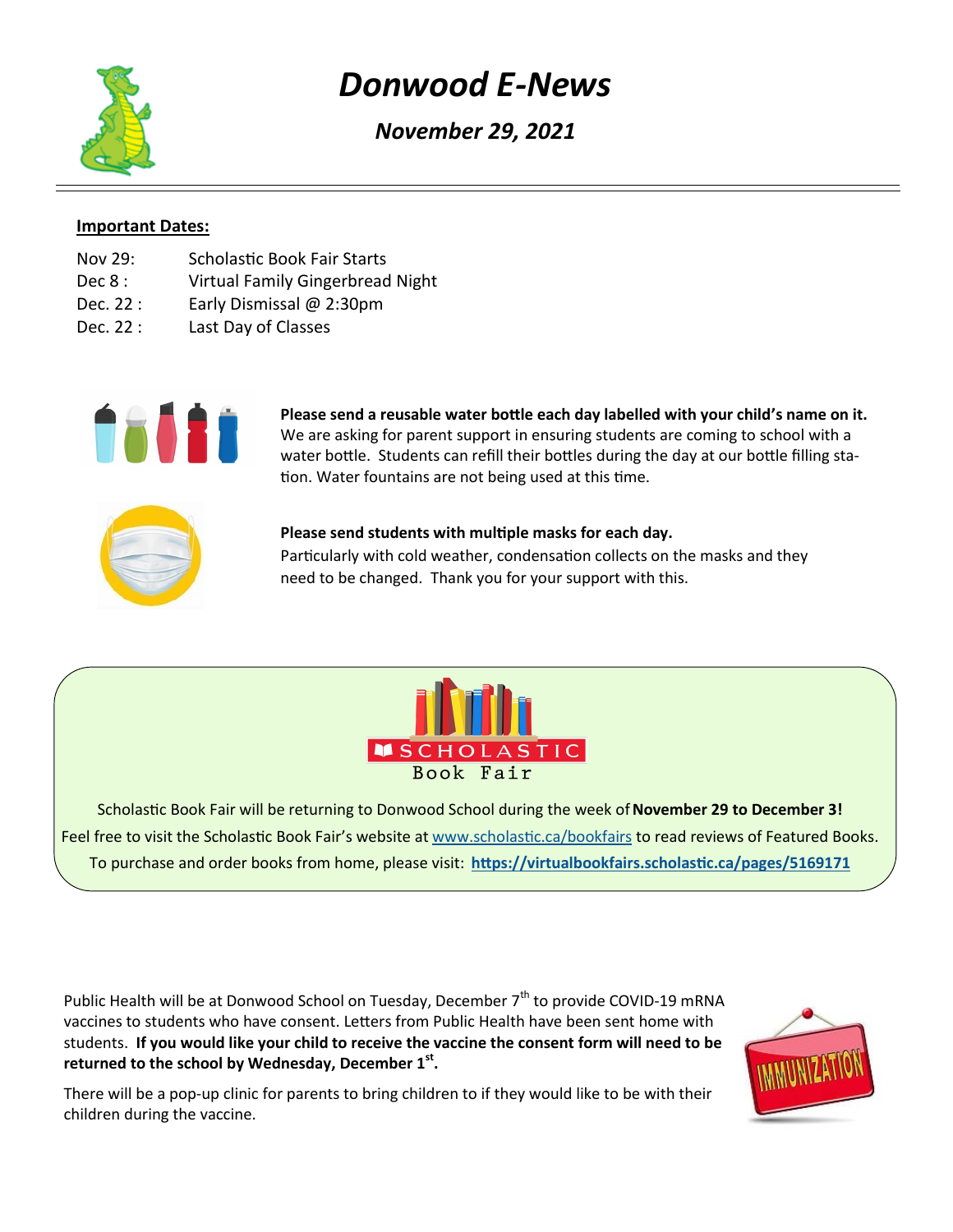# *Donwood E-News*

## *November 29, 2021*

---

**Important Dates:**

| | |
|---|---|
| Nov 29: | Scholastic Book Fair Starts |
| Dec 8 : | Virtual Family Gingerbread Night |
| Dec. 22 : | Early Dismissal @ 2:30pm |
| Dec. 22 : | Last Day of Classes |

**Please send a reusable water bottle each day labelled with your child's name on it.** We are asking for parent support in ensuring students are coming to school with a water bottle. Students can refill their bottles during the day at our bottle filling station. Water fountains are not being used at this time.

**Please send students with multiple masks for each day.**
Particularly with cold weather, condensation collects on the masks and they need to be changed. Thank you for your support with this.

SCHOLASTIC Book Fair

Scholastic Book Fair will be returning to Donwood School during the week of **November 29 to December 3!**
Feel free to visit the Scholastic Book Fair's website at www.scholastic.ca/bookfairs to read reviews of Featured Books.
To purchase and order books from home, please visit: **https://virtualbookfairs.scholastic.ca/pages/5169171**

Public Health will be at Donwood School on Tuesday, December 7th to provide COVID-19 mRNA vaccines to students who have consent. Letters from Public Health have been sent home with students. **If you would like your child to receive the vaccine the consent form will need to be returned to the school by Wednesday, December 1st.**

There will be a pop-up clinic for parents to bring children to if they would like to be with their children during the vaccine.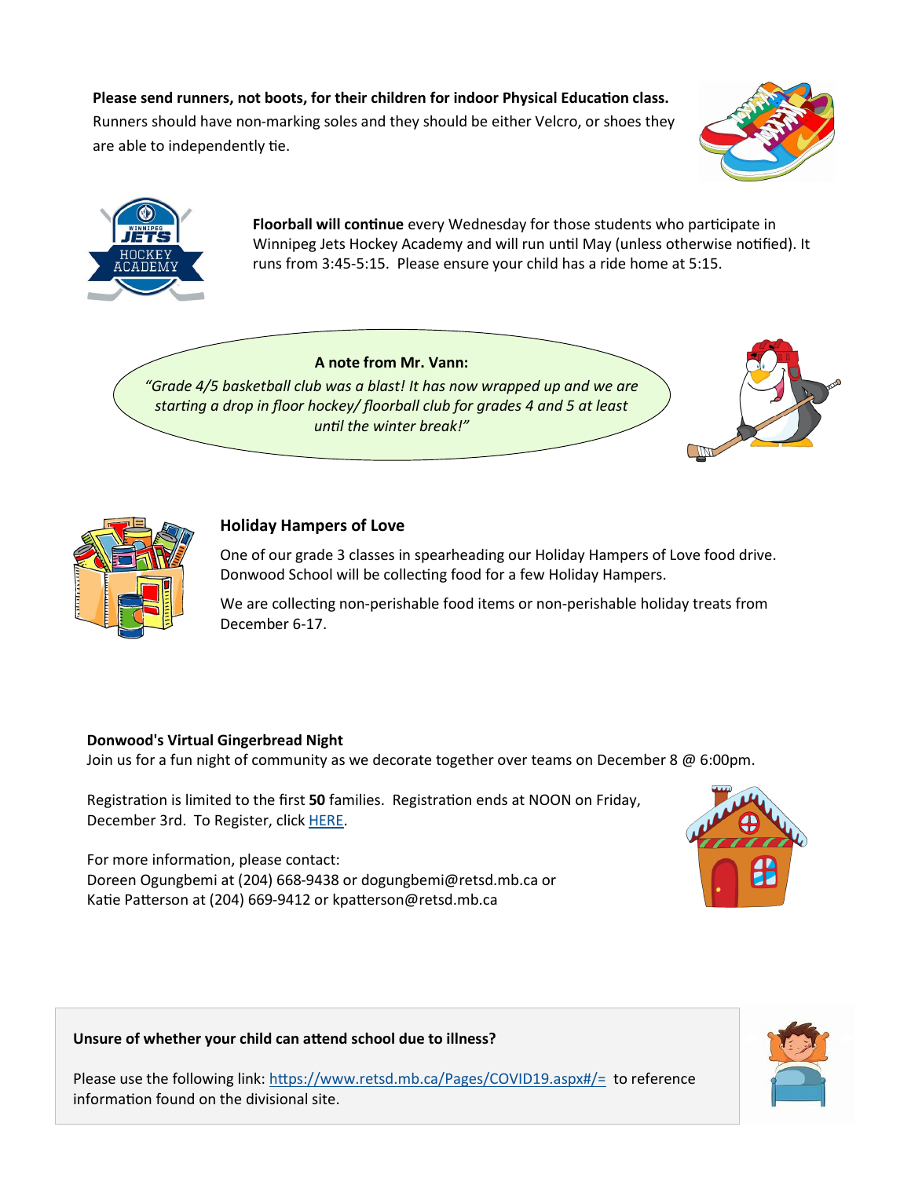**Please send runners, not boots, for their children for indoor Physical Education class.** Runners should have non-marking soles and they should be either Velcro, or shoes they are able to independently tie.

**Floorball will continue** every Wednesday for those students who participate in Winnipeg Jets Hockey Academy and will run until May (unless otherwise notified). It runs from 3:45-5:15. Please ensure your child has a ride home at 5:15.

**A note from Mr. Vann:**

*"Grade 4/5 basketball club was a blast! It has now wrapped up and we are starting a drop in floor hockey/ floorball club for grades 4 and 5 at least until the winter break!"*

### Holiday Hampers of Love

One of our grade 3 classes in spearheading our Holiday Hampers of Love food drive. Donwood School will be collecting food for a few Holiday Hampers.

We are collecting non-perishable food items or non-perishable holiday treats from December 6-17.

**Donwood's Virtual Gingerbread Night**

Join us for a fun night of community as we decorate together over teams on December 8 @ 6:00pm.

Registration is limited to the first **50** families. Registration ends at NOON on Friday, December 3rd. To Register, click HERE.

For more information, please contact:
Doreen Ogungbemi at (204) 668-9438 or dogungbemi@retsd.mb.ca or
Katie Patterson at (204) 669-9412 or kpatterson@retsd.mb.ca

**Unsure of whether your child can attend school due to illness?**

Please use the following link: https://www.retsd.mb.ca/Pages/COVID19.aspx#/= to reference information found on the divisional site.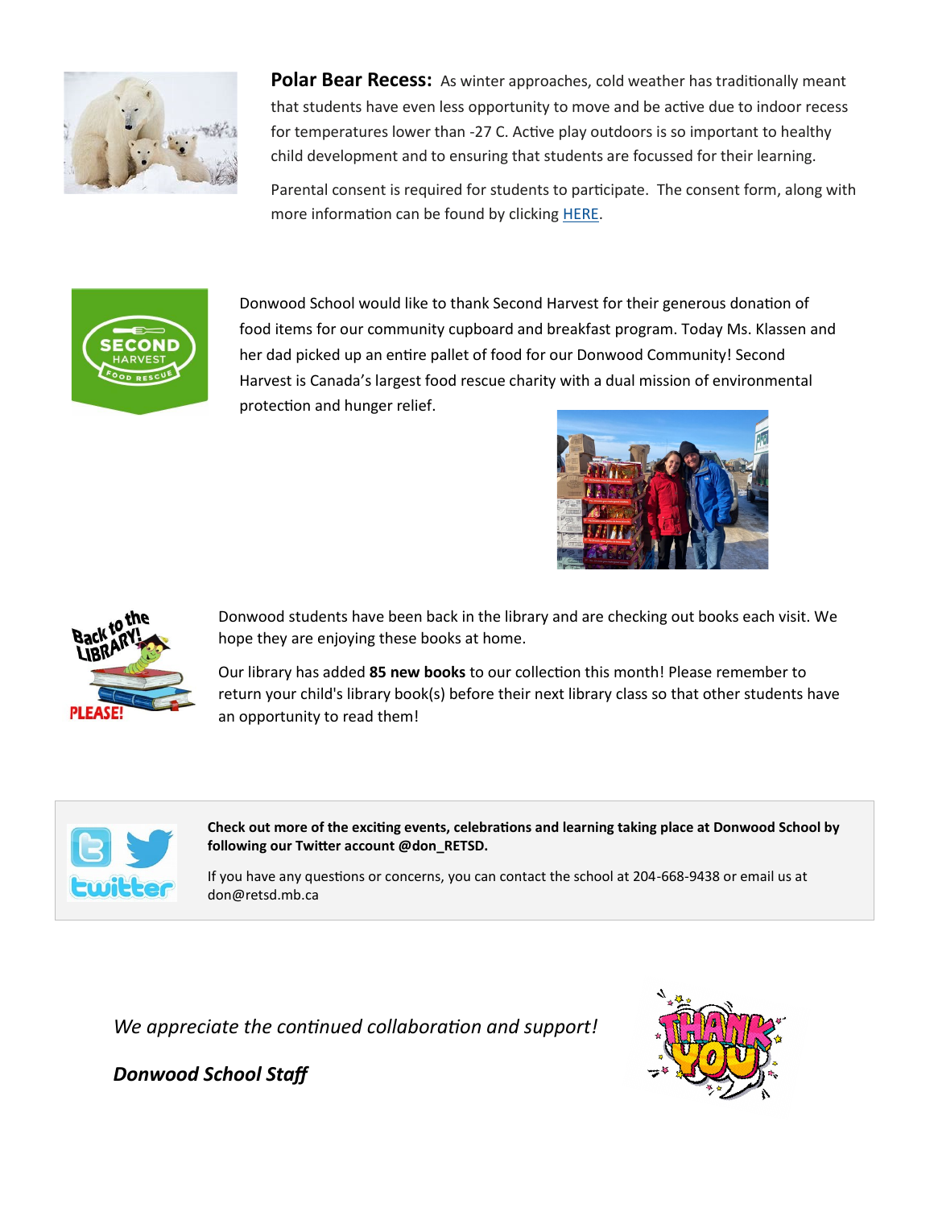**Polar Bear Recess:** As winter approaches, cold weather has traditionally meant that students have even less opportunity to move and be active due to indoor recess for temperatures lower than -27 C. Active play outdoors is so important to healthy child development and to ensuring that students are focussed for their learning.

Parental consent is required for students to participate. The consent form, along with more information can be found by clicking HERE.

Donwood School would like to thank Second Harvest for their generous donation of food items for our community cupboard and breakfast program. Today Ms. Klassen and her dad picked up an entire pallet of food for our Donwood Community! Second Harvest is Canada's largest food rescue charity with a dual mission of environmental protection and hunger relief.

Donwood students have been back in the library and are checking out books each visit. We hope they are enjoying these books at home.

Our library has added **85 new books** to our collection this month! Please remember to return your child's library book(s) before their next library class so that other students have an opportunity to read them!

**Check out more of the exciting events, celebrations and learning taking place at Donwood School by following our Twitter account @don_RETSD.**

If you have any questions or concerns, you can contact the school at 204-668-9438 or email us at don@retsd.mb.ca

*We appreciate the continued collaboration and support!*

***Donwood School Staff***